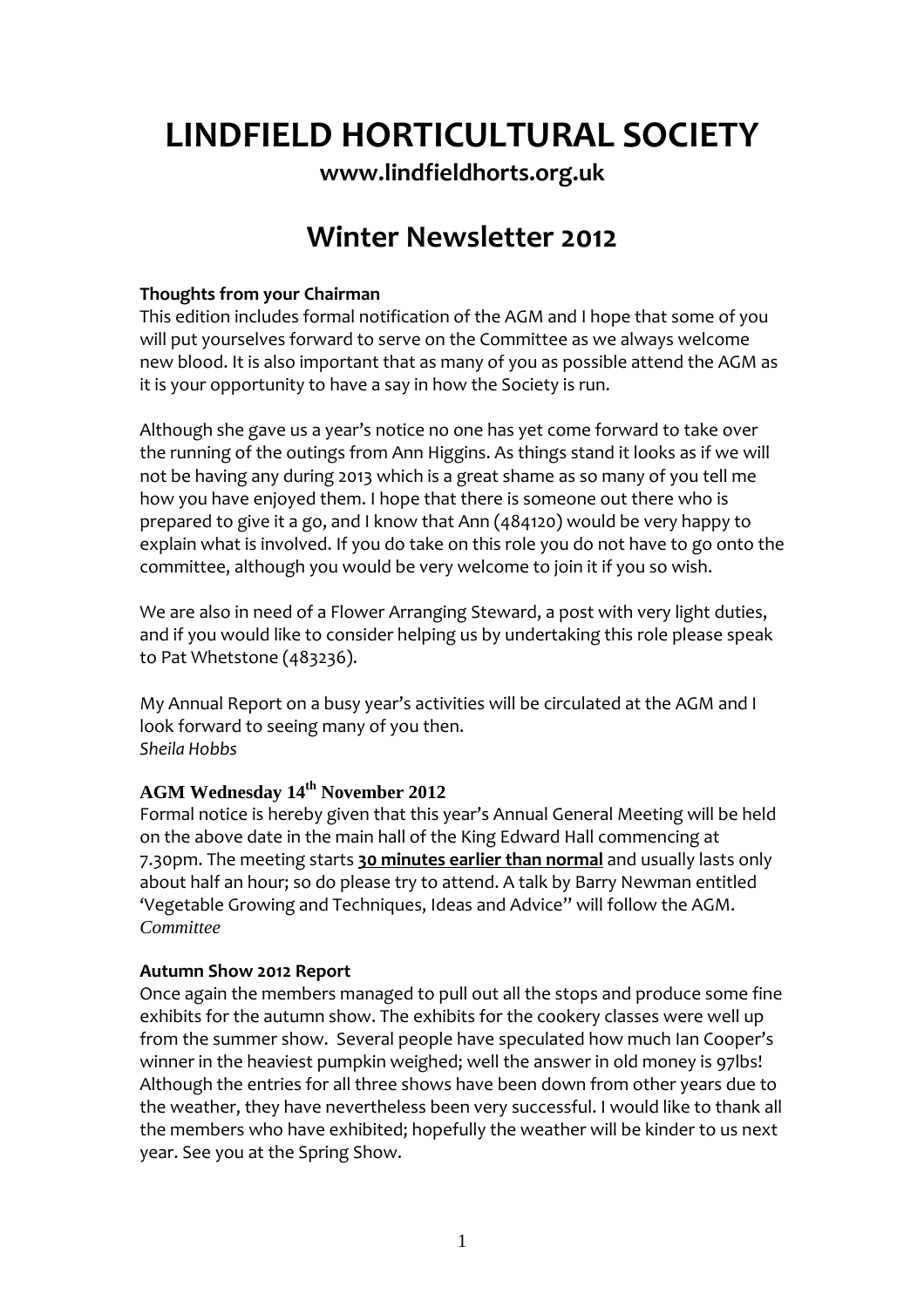# LINDFIELD HORTICULTURAL SOCIETY

**www.lindfieldhorts.org.uk**

## Winter Newsletter 2012

**Thoughts from your Chairman**

This edition includes formal notification of the AGM and I hope that some of you will put yourselves forward to serve on the Committee as we always welcome new blood. It is also important that as many of you as possible attend the AGM as it is your opportunity to have a say in how the Society is run.

Although she gave us a year's notice no one has yet come forward to take over the running of the outings from Ann Higgins. As things stand it looks as if we will not be having any during 2013 which is a great shame as so many of you tell me how you have enjoyed them. I hope that there is someone out there who is prepared to give it a go, and I know that Ann (484120) would be very happy to explain what is involved. If you do take on this role you do not have to go onto the committee, although you would be very welcome to join it if you so wish.

We are also in need of a Flower Arranging Steward, a post with very light duties, and if you would like to consider helping us by undertaking this role please speak to Pat Whetstone (483236).

My Annual Report on a busy year's activities will be circulated at the AGM and I look forward to seeing many of you then.
*Sheila Hobbs*

**AGM Wednesday 14th November 2012**

Formal notice is hereby given that this year's Annual General Meeting will be held on the above date in the main hall of the King Edward Hall commencing at 7.30pm. The meeting starts **30 minutes earlier than normal** and usually lasts only about half an hour; so do please try to attend. A talk by Barry Newman entitled 'Vegetable Growing and Techniques, Ideas and Advice" will follow the AGM.
*Committee*

**Autumn Show 2012 Report**

Once again the members managed to pull out all the stops and produce some fine exhibits for the autumn show. The exhibits for the cookery classes were well up from the summer show. Several people have speculated how much Ian Cooper's winner in the heaviest pumpkin weighed; well the answer in old money is 97lbs! Although the entries for all three shows have been down from other years due to the weather, they have nevertheless been very successful. I would like to thank all the members who have exhibited; hopefully the weather will be kinder to us next year. See you at the Spring Show.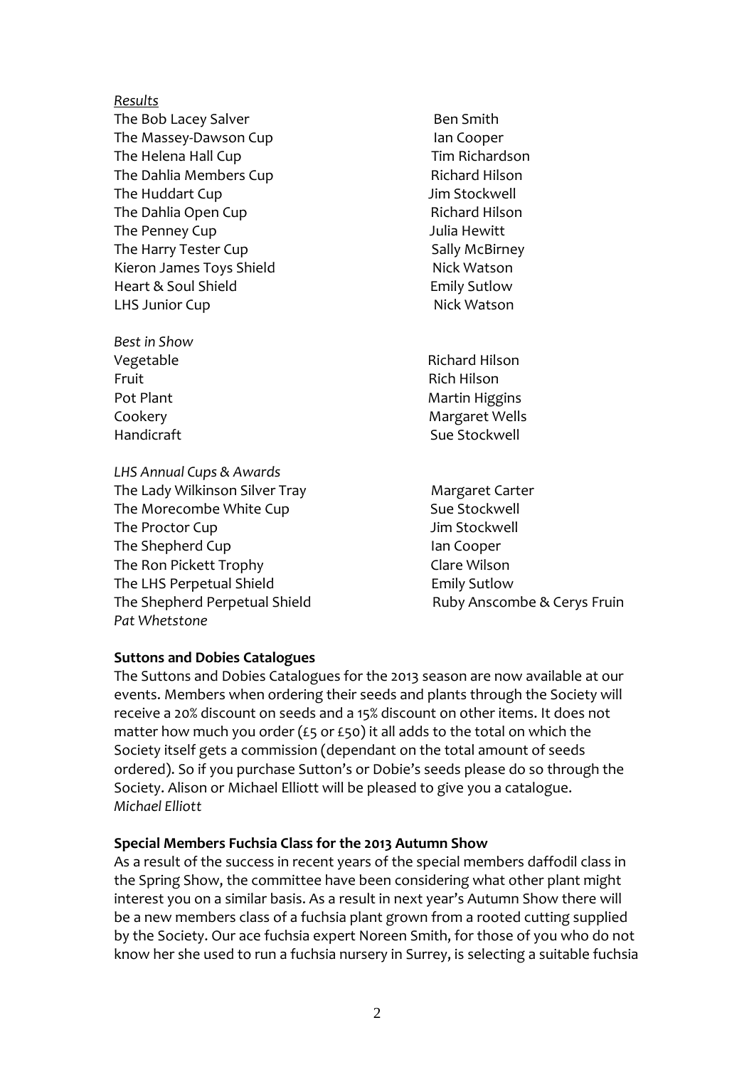*Results*

| | |
|---|---|
| The Bob Lacey Salver | Ben Smith |
| The Massey-Dawson Cup | Ian Cooper |
| The Helena Hall Cup | Tim Richardson |
| The Dahlia Members Cup | Richard Hilson |
| The Huddart Cup | Jim Stockwell |
| The Dahlia Open Cup | Richard Hilson |
| The Penney Cup | Julia Hewitt |
| The Harry Tester Cup | Sally McBirney |
| Kieron James Toys Shield | Nick Watson |
| Heart & Soul Shield | Emily Sutlow |
| LHS Junior Cup | Nick Watson |

*Best in Show*

| | |
|---|---|
| Vegetable | Richard Hilson |
| Fruit | Rich Hilson |
| Pot Plant | Martin Higgins |
| Cookery | Margaret Wells |
| Handicraft | Sue Stockwell |

*LHS Annual Cups & Awards*

| | |
|---|---|
| The Lady Wilkinson Silver Tray | Margaret Carter |
| The Morecombe White Cup | Sue Stockwell |
| The Proctor Cup | Jim Stockwell |
| The Shepherd Cup | Ian Cooper |
| The Ron Pickett Trophy | Clare Wilson |
| The LHS Perpetual Shield | Emily Sutlow |
| The Shepherd Perpetual Shield | Ruby Anscombe & Cerys Fruin |

*Pat Whetstone*

**Suttons and Dobies Catalogues**

The Suttons and Dobies Catalogues for the 2013 season are now available at our events. Members when ordering their seeds and plants through the Society will receive a 20% discount on seeds and a 15% discount on other items. It does not matter how much you order (£5 or £50) it all adds to the total on which the Society itself gets a commission (dependant on the total amount of seeds ordered). So if you purchase Sutton's or Dobie's seeds please do so through the Society. Alison or Michael Elliott will be pleased to give you a catalogue.
*Michael Elliott*

**Special Members Fuchsia Class for the 2013 Autumn Show**

As a result of the success in recent years of the special members daffodil class in the Spring Show, the committee have been considering what other plant might interest you on a similar basis. As a result in next year's Autumn Show there will be a new members class of a fuchsia plant grown from a rooted cutting supplied by the Society. Our ace fuchsia expert Noreen Smith, for those of you who do not know her she used to run a fuchsia nursery in Surrey, is selecting a suitable fuchsia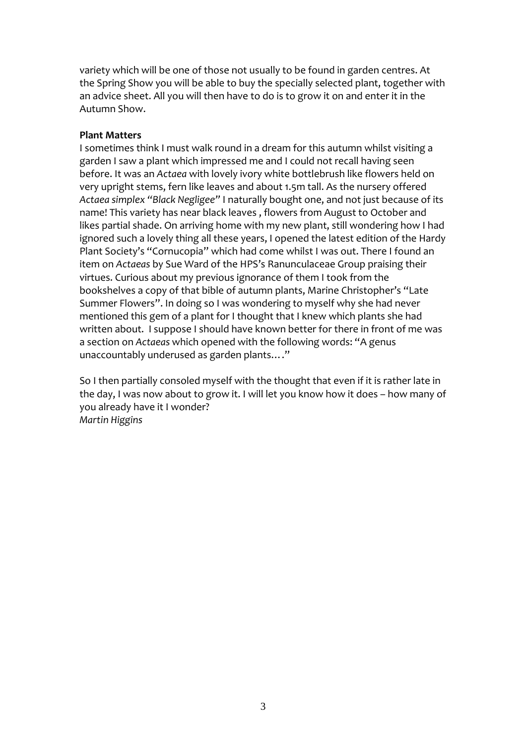variety which will be one of those not usually to be found in garden centres. At the Spring Show you will be able to buy the specially selected plant, together with an advice sheet. All you will then have to do is to grow it on and enter it in the Autumn Show.

**Plant Matters**

I sometimes think I must walk round in a dream for this autumn whilst visiting a garden I saw a plant which impressed me and I could not recall having seen before. It was an *Actaea* with lovely ivory white bottlebrush like flowers held on very upright stems, fern like leaves and about 1.5m tall. As the nursery offered *Actaea simplex "Black Negligee"* I naturally bought one, and not just because of its name! This variety has near black leaves , flowers from August to October and likes partial shade. On arriving home with my new plant, still wondering how I had ignored such a lovely thing all these years, I opened the latest edition of the Hardy Plant Society's "Cornucopia" which had come whilst I was out. There I found an item on *Actaeas* by Sue Ward of the HPS's Ranunculaceae Group praising their virtues. Curious about my previous ignorance of them I took from the bookshelves a copy of that bible of autumn plants, Marine Christopher's "Late Summer Flowers". In doing so I was wondering to myself why she had never mentioned this gem of a plant for I thought that I knew which plants she had written about.  I suppose I should have known better for there in front of me was a section on *Actaeas* which opened with the following words: "A genus unaccountably underused as garden plants…."

So I then partially consoled myself with the thought that even if it is rather late in the day, I was now about to grow it. I will let you know how it does – how many of you already have it I wonder?
*Martin Higgins*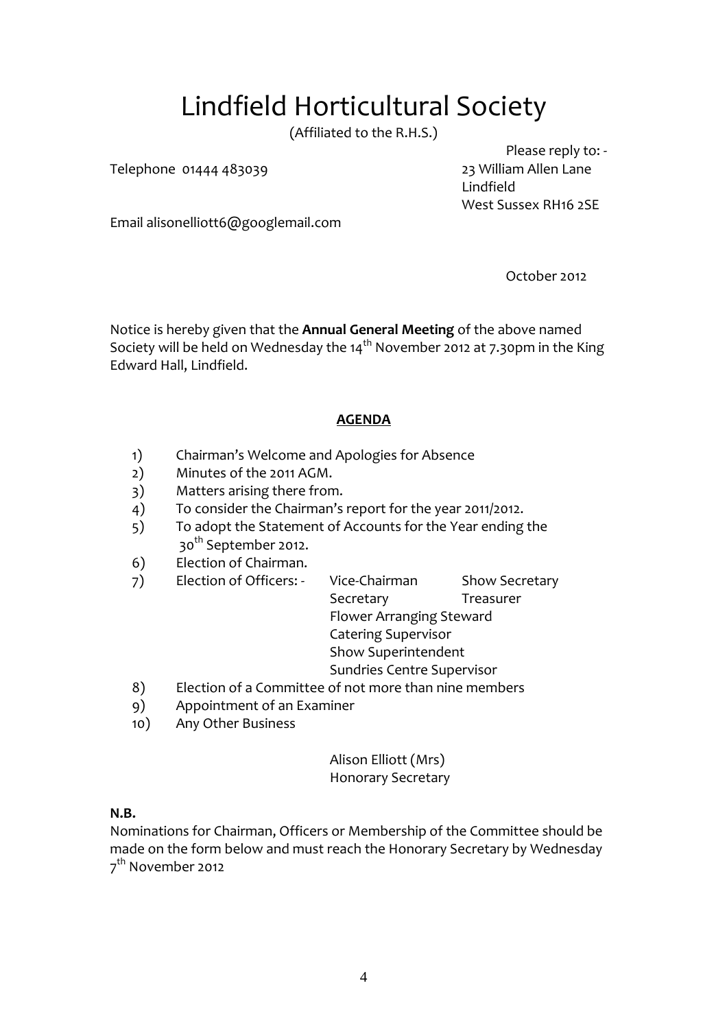# Lindfield Horticultural Society

(Affiliated to the R.H.S.)

Please reply to: -
23 William Allen Lane
Lindfield
West Sussex RH16 2SE

Telephone 01444 483039

Email alisonelliott6@googlemail.com

October 2012

Notice is hereby given that the **Annual General Meeting** of the above named Society will be held on Wednesday the 14th November 2012 at 7.30pm in the King Edward Hall, Lindfield.

**AGENDA**

1) Chairman's Welcome and Apologies for Absence
2) Minutes of the 2011 AGM.
3) Matters arising there from.
4) To consider the Chairman's report for the year 2011/2012.
5) To adopt the Statement of Accounts for the Year ending the 30th September 2012.
6) Election of Chairman.
7) Election of Officers: -
   - Vice-Chairman
   - Show Secretary
   - Secretary
   - Treasurer
   - Flower Arranging Steward
   - Catering Supervisor
   - Show Superintendent
   - Sundries Centre Supervisor
8) Election of a Committee of not more than nine members
9) Appointment of an Examiner
10) Any Other Business

Alison Elliott (Mrs)
Honorary Secretary

**N.B.**

Nominations for Chairman, Officers or Membership of the Committee should be made on the form below and must reach the Honorary Secretary by Wednesday 7th November 2012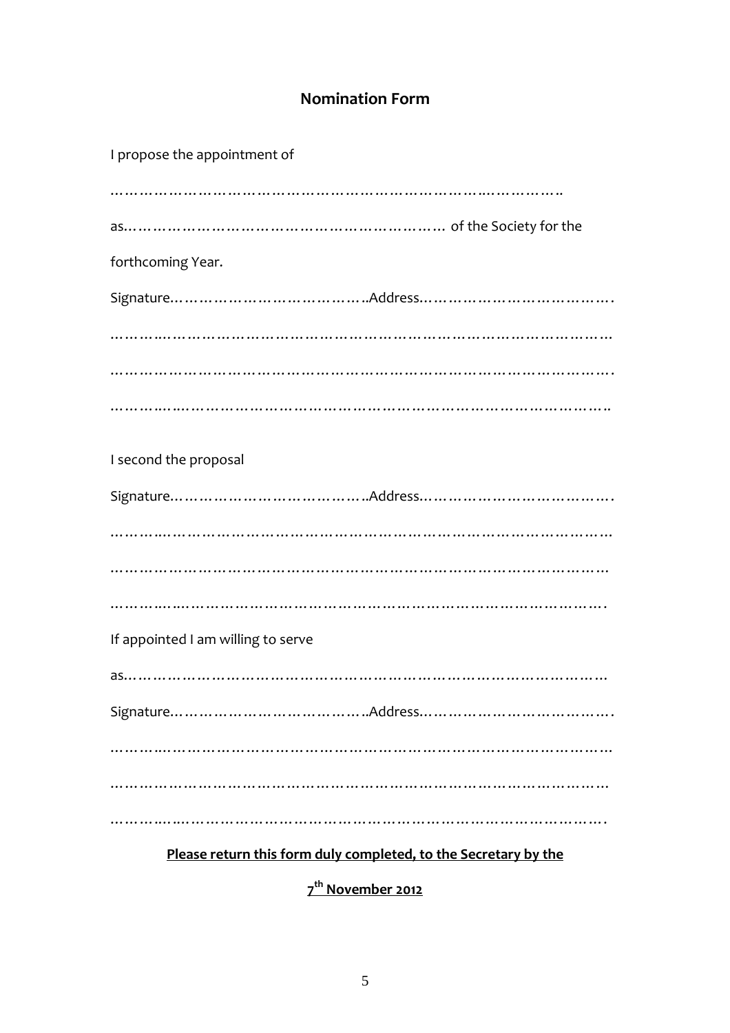## Nomination Form

I propose the appointment of

………………………………………………………………………..……………..

as……………………………………………………… of the Society for the

forthcoming Year.

Signature………………………………..Address……………………………….

……….……………………………………………………………………………

…………………………………………………………………………………….

…………..…………………………………………………………………………..

I second the proposal

Signature………………………………..Address……………………………….

……….……………………………………………………………………………

……………………………………………………………………………………

…………..………………………………………………………………………….

If appointed I am willing to serve

as……………………………………………………………………………

Signature………………………………..Address……………………………….

……….……………………………………………………………………………

……………………………………………………………………………………

…………..………………………………………………………………………….

**<u>Please return this form duly completed, to the Secretary by the</u>**

**<u>7th November 2012</u>**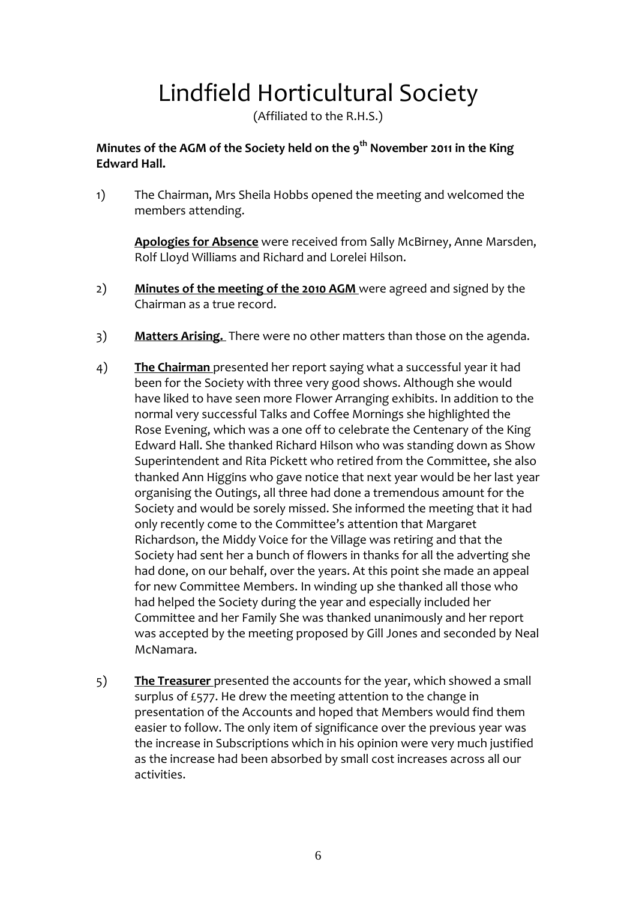# Lindfield Horticultural Society

(Affiliated to the R.H.S.)

**Minutes of the AGM of the Society held on the 9th November 2011 in the King Edward Hall.**

1) The Chairman, Mrs Sheila Hobbs opened the meeting and welcomed the members attending.

   **Apologies for Absence** were received from Sally McBirney, Anne Marsden, Rolf Lloyd Williams and Richard and Lorelei Hilson.

2) **Minutes of the meeting of the 2010 AGM** were agreed and signed by the Chairman as a true record.

3) **Matters Arising.** There were no other matters than those on the agenda.

4) **The Chairman** presented her report saying what a successful year it had been for the Society with three very good shows. Although she would have liked to have seen more Flower Arranging exhibits. In addition to the normal very successful Talks and Coffee Mornings she highlighted the Rose Evening, which was a one off to celebrate the Centenary of the King Edward Hall. She thanked Richard Hilson who was standing down as Show Superintendent and Rita Pickett who retired from the Committee, she also thanked Ann Higgins who gave notice that next year would be her last year organising the Outings, all three had done a tremendous amount for the Society and would be sorely missed. She informed the meeting that it had only recently come to the Committee's attention that Margaret Richardson, the Middy Voice for the Village was retiring and that the Society had sent her a bunch of flowers in thanks for all the adverting she had done, on our behalf, over the years. At this point she made an appeal for new Committee Members. In winding up she thanked all those who had helped the Society during the year and especially included her Committee and her Family She was thanked unanimously and her report was accepted by the meeting proposed by Gill Jones and seconded by Neal McNamara.

5) **The Treasurer** presented the accounts for the year, which showed a small surplus of £577. He drew the meeting attention to the change in presentation of the Accounts and hoped that Members would find them easier to follow. The only item of significance over the previous year was the increase in Subscriptions which in his opinion were very much justified as the increase had been absorbed by small cost increases across all our activities.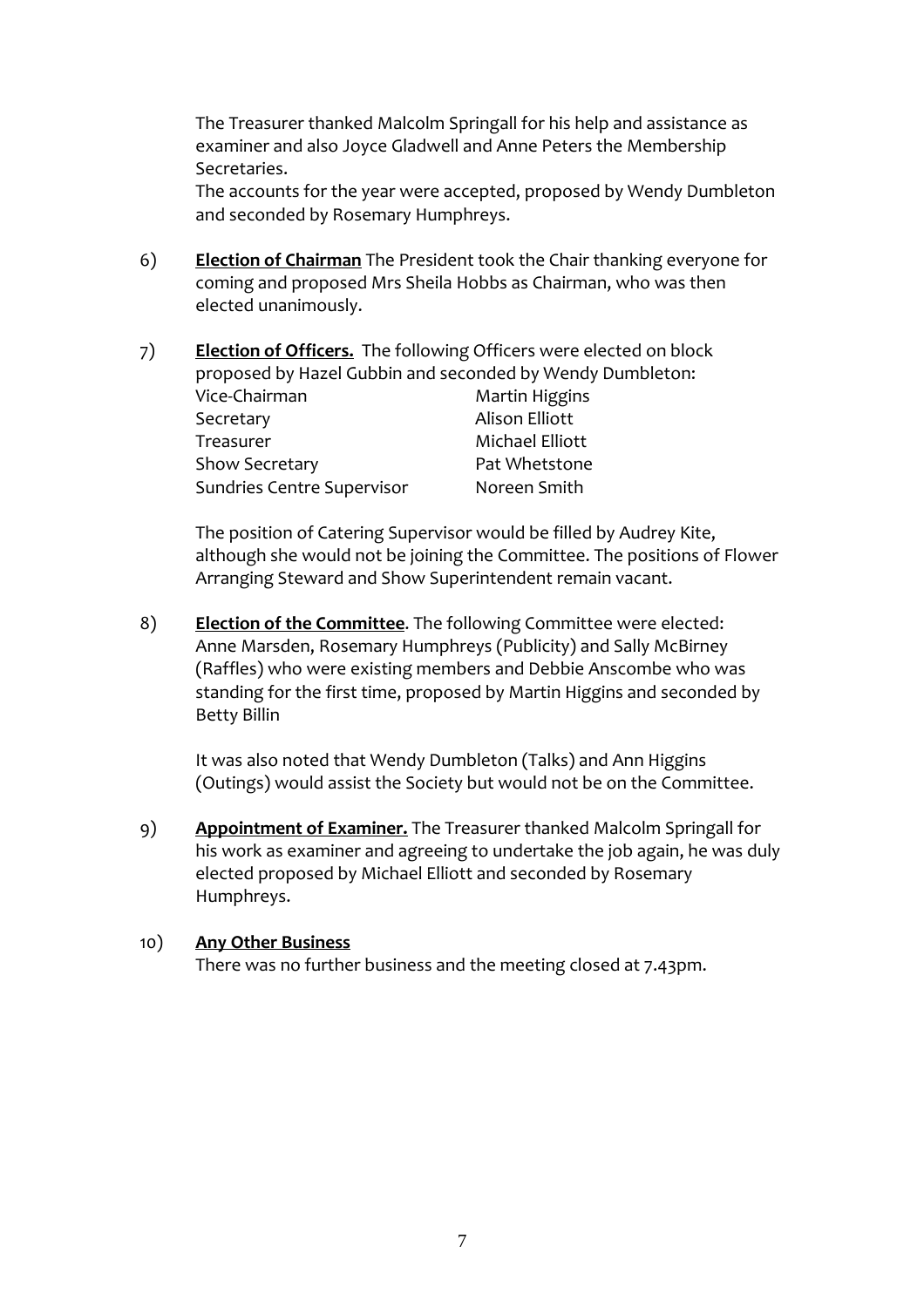The Treasurer thanked Malcolm Springall for his help and assistance as examiner and also Joyce Gladwell and Anne Peters the Membership Secretaries.
The accounts for the year were accepted, proposed by Wendy Dumbleton and seconded by Rosemary Humphreys.

6) **Election of Chairman** The President took the Chair thanking everyone for coming and proposed Mrs Sheila Hobbs as Chairman, who was then elected unanimously.

7) **Election of Officers.** The following Officers were elected on block proposed by Hazel Gubbin and seconded by Wendy Dumbleton:

| | |
|---|---|
| Vice-Chairman | Martin Higgins |
| Secretary | Alison Elliott |
| Treasurer | Michael Elliott |
| Show Secretary | Pat Whetstone |
| Sundries Centre Supervisor | Noreen Smith |

The position of Catering Supervisor would be filled by Audrey Kite, although she would not be joining the Committee. The positions of Flower Arranging Steward and Show Superintendent remain vacant.

8) **Election of the Committee**. The following Committee were elected: Anne Marsden, Rosemary Humphreys (Publicity) and Sally McBirney (Raffles) who were existing members and Debbie Anscombe who was standing for the first time, proposed by Martin Higgins and seconded by Betty Billin

It was also noted that Wendy Dumbleton (Talks) and Ann Higgins (Outings) would assist the Society but would not be on the Committee.

9) **Appointment of Examiner.** The Treasurer thanked Malcolm Springall for his work as examiner and agreeing to undertake the job again, he was duly elected proposed by Michael Elliott and seconded by Rosemary Humphreys.

10) **Any Other Business**
There was no further business and the meeting closed at 7.43pm.